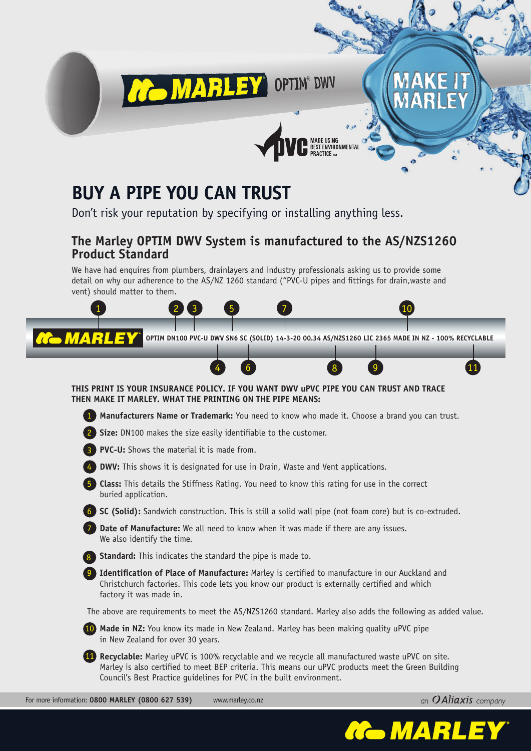MARLEY OPTIM® DWV

MAKE IT MARLEY

PVC MADE USING BEST ENVIRONMENTAL PRACTICE ™

# BUY A PIPE YOU CAN TRUST

Don't risk your reputation by specifying or installing anything less.

## The Marley OPTIM DWV System is manufactured to the AS/NZS1260 Product Standard

We have had enquires from plumbers, drainlayers and industry professionals asking us to provide some detail on why our adherence to the AS/NZ 1260 standard ("PVC-U pipes and fittings for drain,waste and vent) should matter to them.

MARLEY OPTIM DN100 PVC-U DWV SN6 SC (SOLID) 14-3-20 00.34 AS/NZS1260 LIC 2365 MADE IN NZ - 100% RECYCLABLE

**THIS PRINT IS YOUR INSURANCE POLICY. IF YOU WANT DWV uPVC PIPE YOU CAN TRUST AND TRACE THEN MAKE IT MARLEY. WHAT THE PRINTING ON THE PIPE MEANS:**

1. **Manufacturers Name or Trademark:** You need to know who made it. Choose a brand you can trust.
2. **Size:** DN100 makes the size easily identifiable to the customer.
3. **PVC-U:** Shows the material it is made from.
4. **DWV:** This shows it is designated for use in Drain, Waste and Vent applications.
5. **Class:** This details the Stiffness Rating. You need to know this rating for use in the correct buried application.
6. **SC (Solid):** Sandwich construction. This is still a solid wall pipe (not foam core) but is co-extruded.
7. **Date of Manufacture:** We all need to know when it was made if there are any issues. We also identify the time.
8. **Standard:** This indicates the standard the pipe is made to.
9. **Identification of Place of Manufacture:** Marley is certified to manufacture in our Auckland and Christchurch factories. This code lets you know our product is externally certified and which factory it was made in.

The above are requirements to meet the AS/NZS1260 standard. Marley also adds the following as added value.

10. **Made in NZ:** You know its made in New Zealand. Marley has been making quality uPVC pipe in New Zealand for over 30 years.
11. **Recyclable:** Marley uPVC is 100% recyclable and we recycle all manufactured waste uPVC on site. Marley is also certified to meet BEP criteria. This means our uPVC products meet the Green Building Council's Best Practice guidelines for PVC in the built environment.

For more information: **0800 MARLEY (0800 627 539)** www.marley.co.nz

an Aliaxis company

MARLEY®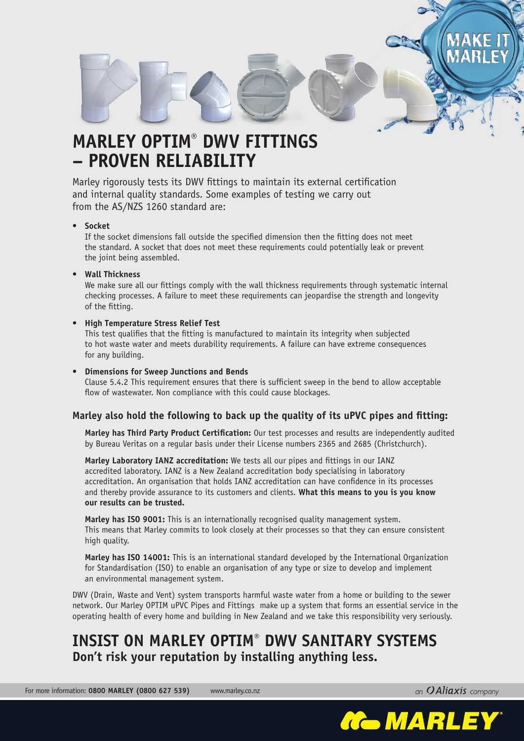# MARLEY OPTIM® DWV FITTINGS – PROVEN RELIABILITY

Marley rigorously tests its DWV fittings to maintain its external certification and internal quality standards. Some examples of testing we carry out from the AS/NZS 1260 standard are:

- **Socket**
  If the socket dimensions fall outside the specified dimension then the fitting does not meet the standard. A socket that does not meet these requirements could potentially leak or prevent the joint being assembled.

- **Wall Thickness**
  We make sure all our fittings comply with the wall thickness requirements through systematic internal checking processes. A failure to meet these requirements can jeopardise the strength and longevity of the fitting.

- **High Temperature Stress Relief Test**
  This test qualifies that the fitting is manufactured to maintain its integrity when subjected to hot waste water and meets durability requirements. A failure can have extreme consequences for any building.

- **Dimensions for Sweep Junctions and Bends**
  Clause 5.4.2 This requirement ensures that there is sufficient sweep in the bend to allow acceptable flow of wastewater. Non compliance with this could cause blockages.

### Marley also hold the following to back up the quality of its uPVC pipes and fitting:

**Marley has Third Party Product Certification:** Our test processes and results are independently audited by Bureau Veritas on a regular basis under their License numbers 2365 and 2685 (Christchurch).

**Marley Laboratory IANZ accreditation:** We tests all our pipes and fittings in our IANZ accredited laboratory. IANZ is a New Zealand accreditation body specialising in laboratory accreditation. An organisation that holds IANZ accreditation can have confidence in its processes and thereby provide assurance to its customers and clients. **What this means to you is you know our results can be trusted.**

**Marley has ISO 9001:** This is an internationally recognised quality management system. This means that Marley commits to look closely at their processes so that they can ensure consistent high quality.

**Marley has ISO 14001:** This is an international standard developed by the International Organization for Standardisation (ISO) to enable an organisation of any type or size to develop and implement an environmental management system.

DWV (Drain, Waste and Vent) system transports harmful waste water from a home or building to the sewer network. Our Marley OPTIM uPVC Pipes and Fittings make up a system that forms an essential service in the operating health of every home and building in New Zealand and we take this responsibility very seriously.

## INSIST ON MARLEY OPTIM® DWV SANITARY SYSTEMS

**Don't risk your reputation by installing anything less.**

For more information: **0800 MARLEY (0800 627 539)** www.marley.co.nz

an Aliaxis company